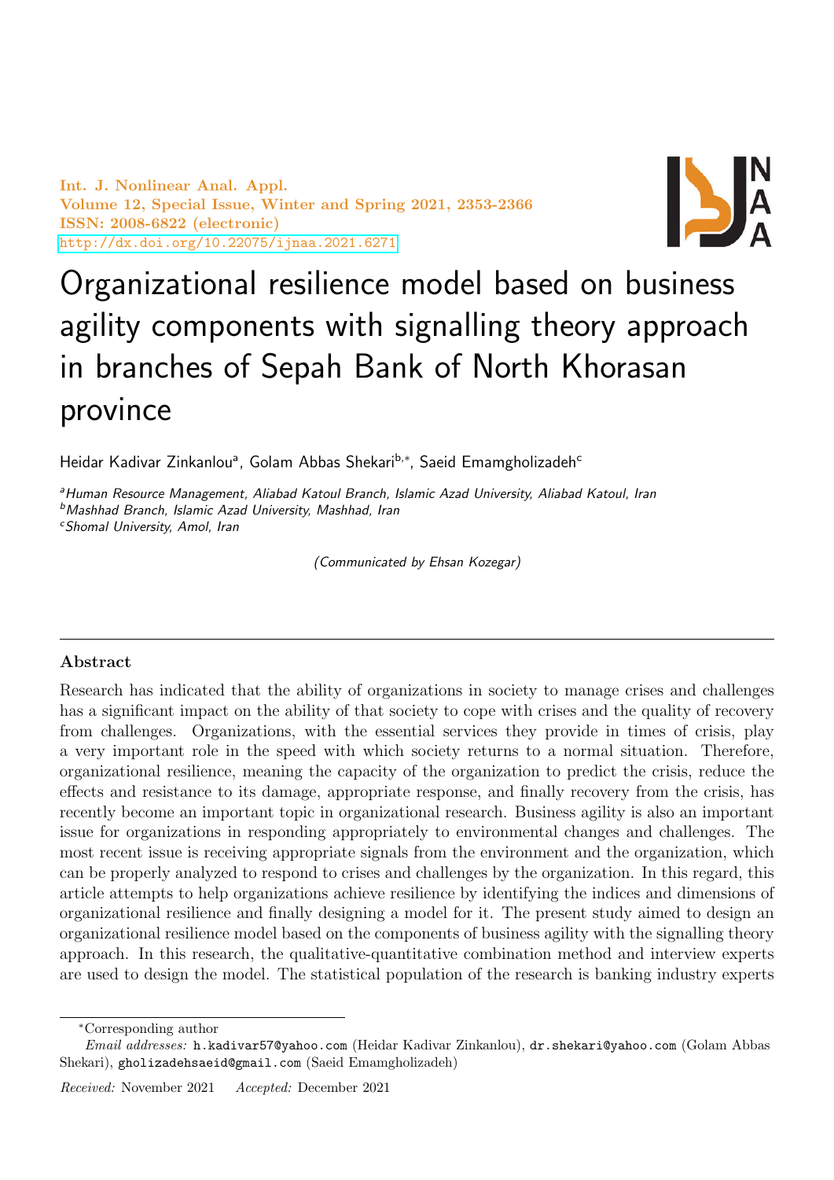Int. J. Nonlinear Anal. Appl.
Volume 12, Special Issue, Winter and Spring 2021, 2353-2366
ISSN: 2008-6822 (electronic)
http://dx.doi.org/10.22075/ijnaa.2021.6271

# Organizational resilience model based on business agility components with signalling theory approach in branches of Sepah Bank of North Khorasan province

Heidar Kadivar Zinkanlou[a], Golam Abbas Shekari[b,*], Saeid Emamgholizadeh[c]

[a]Human Resource Management, Aliabad Katoul Branch, Islamic Azad University, Aliabad Katoul, Iran
[b]Mashhad Branch, Islamic Azad University, Mashhad, Iran
[c]Shomal University, Amol, Iran

(Communicated by Ehsan Kozegar)

## Abstract

Research has indicated that the ability of organizations in society to manage crises and challenges has a significant impact on the ability of that society to cope with crises and the quality of recovery from challenges. Organizations, with the essential services they provide in times of crisis, play a very important role in the speed with which society returns to a normal situation. Therefore, organizational resilience, meaning the capacity of the organization to predict the crisis, reduce the effects and resistance to its damage, appropriate response, and finally recovery from the crisis, has recently become an important topic in organizational research. Business agility is also an important issue for organizations in responding appropriately to environmental changes and challenges. The most recent issue is receiving appropriate signals from the environment and the organization, which can be properly analyzed to respond to crises and challenges by the organization. In this regard, this article attempts to help organizations achieve resilience by identifying the indices and dimensions of organizational resilience and finally designing a model for it. The present study aimed to design an organizational resilience model based on the components of business agility with the signalling theory approach. In this research, the qualitative-quantitative combination method and interview experts are used to design the model. The statistical population of the research is banking industry experts

*Corresponding author

*Email addresses:* h.kadivar57@yahoo.com (Heidar Kadivar Zinkanlou), dr.shekari@yahoo.com (Golam Abbas Shekari), gholizadehsaeid@gmail.com (Saeid Emamgholizadeh)

*Received:* November 2021 *Accepted:* December 2021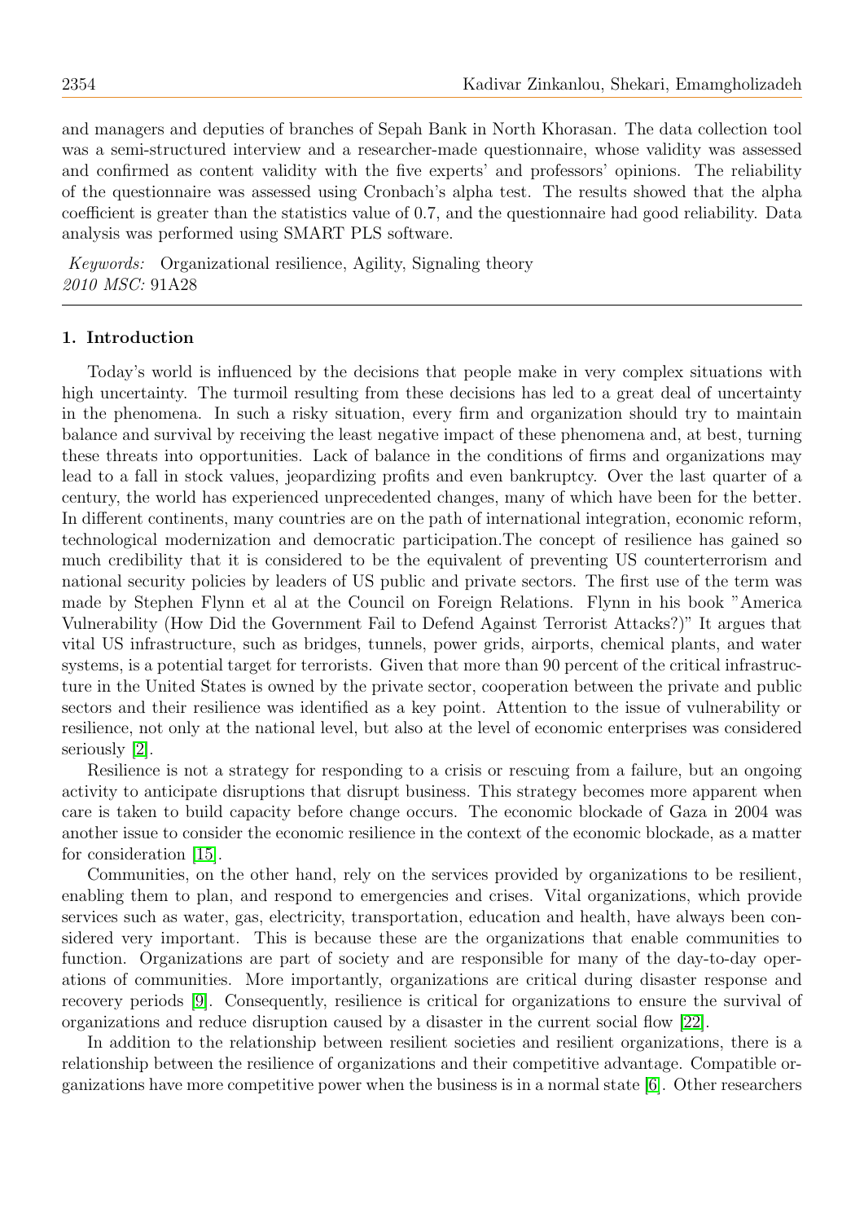and managers and deputies of branches of Sepah Bank in North Khorasan. The data collection tool was a semi-structured interview and a researcher-made questionnaire, whose validity was assessed and confirmed as content validity with the five experts' and professors' opinions. The reliability of the questionnaire was assessed using Cronbach's alpha test. The results showed that the alpha coefficient is greater than the statistics value of 0.7, and the questionnaire had good reliability. Data analysis was performed using SMART PLS software.

*Keywords:* Organizational resilience, Agility, Signaling theory
*2010 MSC:* 91A28

## 1. Introduction

Today's world is influenced by the decisions that people make in very complex situations with high uncertainty. The turmoil resulting from these decisions has led to a great deal of uncertainty in the phenomena. In such a risky situation, every firm and organization should try to maintain balance and survival by receiving the least negative impact of these phenomena and, at best, turning these threats into opportunities. Lack of balance in the conditions of firms and organizations may lead to a fall in stock values, jeopardizing profits and even bankruptcy. Over the last quarter of a century, the world has experienced unprecedented changes, many of which have been for the better. In different continents, many countries are on the path of international integration, economic reform, technological modernization and democratic participation.The concept of resilience has gained so much credibility that it is considered to be the equivalent of preventing US counterterrorism and national security policies by leaders of US public and private sectors. The first use of the term was made by Stephen Flynn et al at the Council on Foreign Relations. Flynn in his book "America Vulnerability (How Did the Government Fail to Defend Against Terrorist Attacks?)" It argues that vital US infrastructure, such as bridges, tunnels, power grids, airports, chemical plants, and water systems, is a potential target for terrorists. Given that more than 90 percent of the critical infrastructure in the United States is owned by the private sector, cooperation between the private and public sectors and their resilience was identified as a key point. Attention to the issue of vulnerability or resilience, not only at the national level, but also at the level of economic enterprises was considered seriously [2].

Resilience is not a strategy for responding to a crisis or rescuing from a failure, but an ongoing activity to anticipate disruptions that disrupt business. This strategy becomes more apparent when care is taken to build capacity before change occurs. The economic blockade of Gaza in 2004 was another issue to consider the economic resilience in the context of the economic blockade, as a matter for consideration [15].

Communities, on the other hand, rely on the services provided by organizations to be resilient, enabling them to plan, and respond to emergencies and crises. Vital organizations, which provide services such as water, gas, electricity, transportation, education and health, have always been considered very important. This is because these are the organizations that enable communities to function. Organizations are part of society and are responsible for many of the day-to-day operations of communities. More importantly, organizations are critical during disaster response and recovery periods [9]. Consequently, resilience is critical for organizations to ensure the survival of organizations and reduce disruption caused by a disaster in the current social flow [22].

In addition to the relationship between resilient societies and resilient organizations, there is a relationship between the resilience of organizations and their competitive advantage. Compatible organizations have more competitive power when the business is in a normal state [6]. Other researchers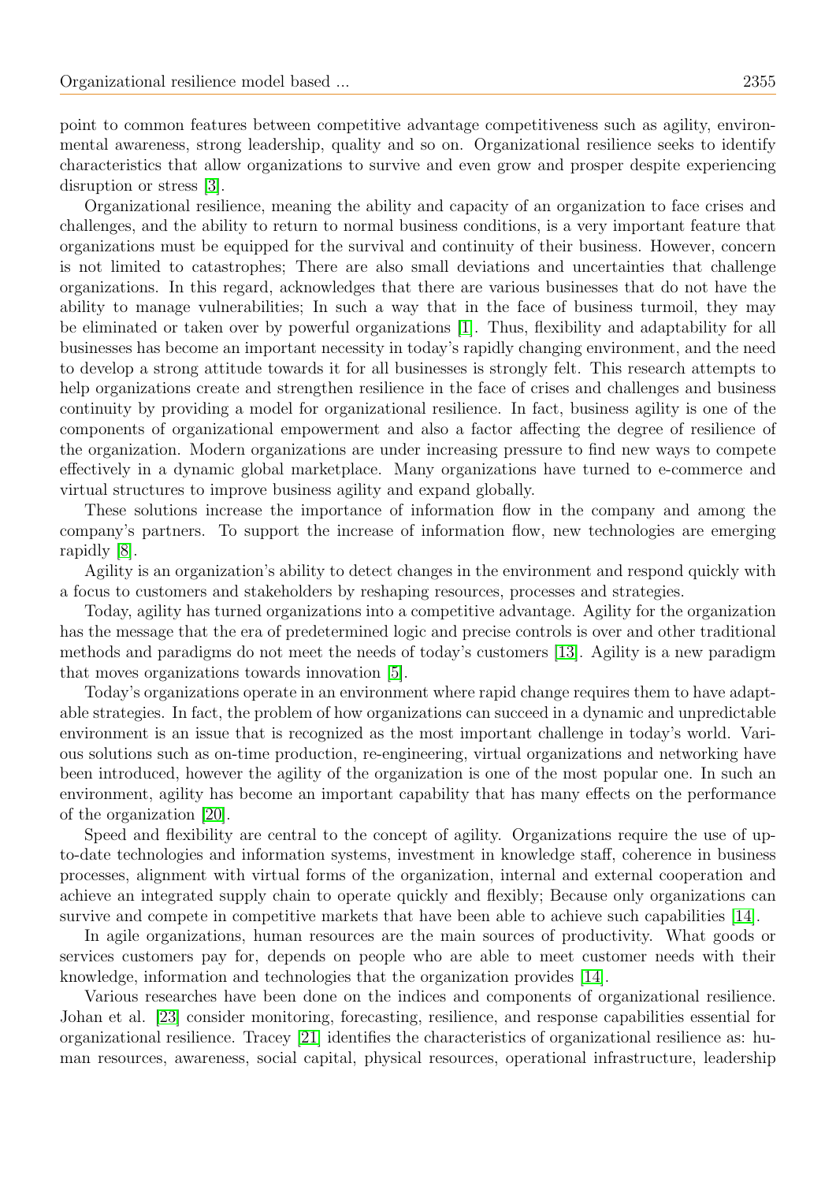point to common features between competitive advantage competitiveness such as agility, environmental awareness, strong leadership, quality and so on. Organizational resilience seeks to identify characteristics that allow organizations to survive and even grow and prosper despite experiencing disruption or stress [3].

Organizational resilience, meaning the ability and capacity of an organization to face crises and challenges, and the ability to return to normal business conditions, is a very important feature that organizations must be equipped for the survival and continuity of their business. However, concern is not limited to catastrophes; There are also small deviations and uncertainties that challenge organizations. In this regard, acknowledges that there are various businesses that do not have the ability to manage vulnerabilities; In such a way that in the face of business turmoil, they may be eliminated or taken over by powerful organizations [1]. Thus, flexibility and adaptability for all businesses has become an important necessity in today's rapidly changing environment, and the need to develop a strong attitude towards it for all businesses is strongly felt. This research attempts to help organizations create and strengthen resilience in the face of crises and challenges and business continuity by providing a model for organizational resilience. In fact, business agility is one of the components of organizational empowerment and also a factor affecting the degree of resilience of the organization. Modern organizations are under increasing pressure to find new ways to compete effectively in a dynamic global marketplace. Many organizations have turned to e-commerce and virtual structures to improve business agility and expand globally.

These solutions increase the importance of information flow in the company and among the company's partners. To support the increase of information flow, new technologies are emerging rapidly [8].

Agility is an organization's ability to detect changes in the environment and respond quickly with a focus to customers and stakeholders by reshaping resources, processes and strategies.

Today, agility has turned organizations into a competitive advantage. Agility for the organization has the message that the era of predetermined logic and precise controls is over and other traditional methods and paradigms do not meet the needs of today's customers [13]. Agility is a new paradigm that moves organizations towards innovation [5].

Today's organizations operate in an environment where rapid change requires them to have adaptable strategies. In fact, the problem of how organizations can succeed in a dynamic and unpredictable environment is an issue that is recognized as the most important challenge in today's world. Various solutions such as on-time production, re-engineering, virtual organizations and networking have been introduced, however the agility of the organization is one of the most popular one. In such an environment, agility has become an important capability that has many effects on the performance of the organization [20].

Speed and flexibility are central to the concept of agility. Organizations require the use of up-to-date technologies and information systems, investment in knowledge staff, coherence in business processes, alignment with virtual forms of the organization, internal and external cooperation and achieve an integrated supply chain to operate quickly and flexibly; Because only organizations can survive and compete in competitive markets that have been able to achieve such capabilities [14].

In agile organizations, human resources are the main sources of productivity. What goods or services customers pay for, depends on people who are able to meet customer needs with their knowledge, information and technologies that the organization provides [14].

Various researches have been done on the indices and components of organizational resilience. Johan et al. [23] consider monitoring, forecasting, resilience, and response capabilities essential for organizational resilience. Tracey [21] identifies the characteristics of organizational resilience as: human resources, awareness, social capital, physical resources, operational infrastructure, leadership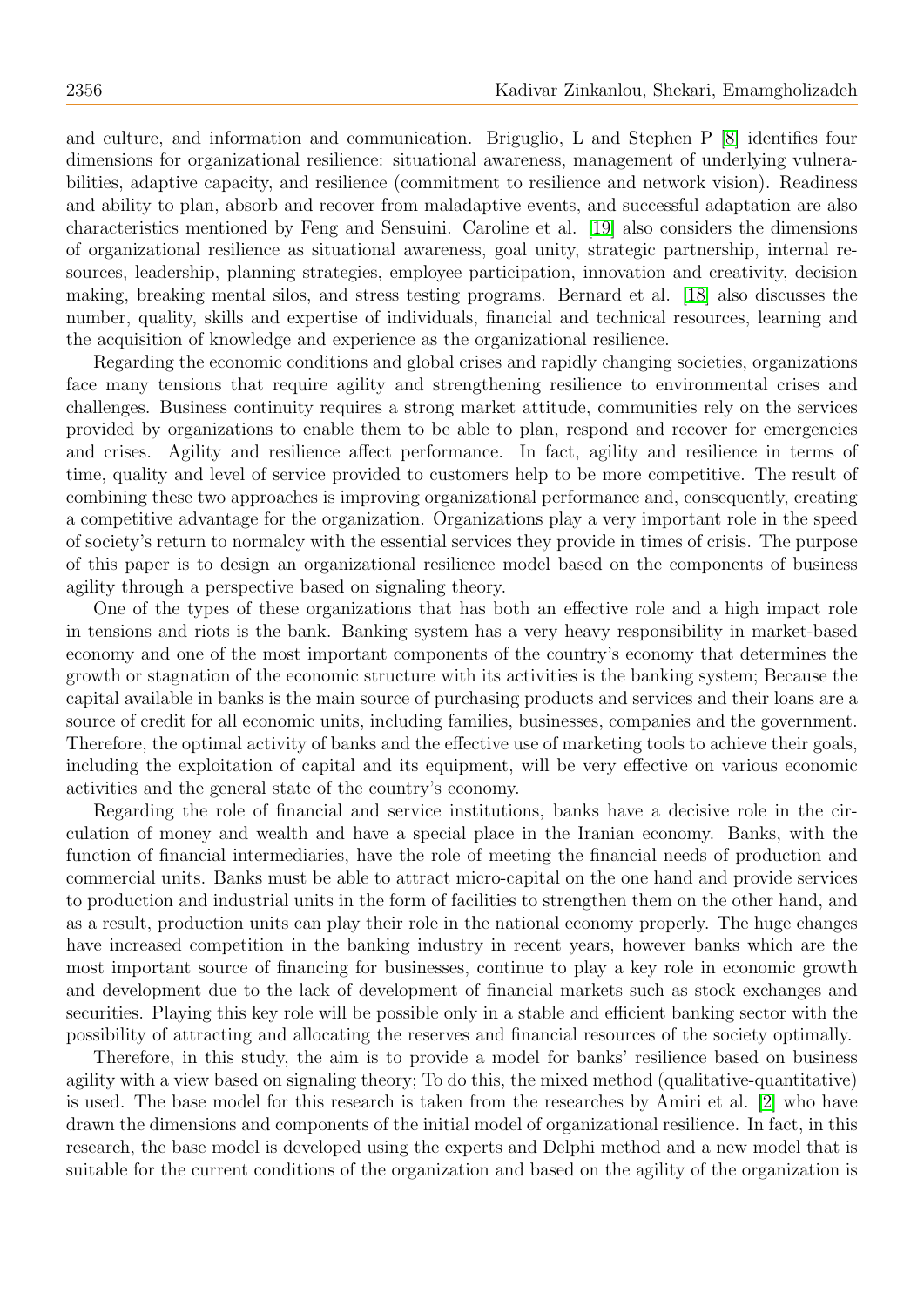and culture, and information and communication. Briguglio, L and Stephen P [8] identifies four dimensions for organizational resilience: situational awareness, management of underlying vulnerabilities, adaptive capacity, and resilience (commitment to resilience and network vision). Readiness and ability to plan, absorb and recover from maladaptive events, and successful adaptation are also characteristics mentioned by Feng and Sensuini. Caroline et al. [19] also considers the dimensions of organizational resilience as situational awareness, goal unity, strategic partnership, internal resources, leadership, planning strategies, employee participation, innovation and creativity, decision making, breaking mental silos, and stress testing programs. Bernard et al. [18] also discusses the number, quality, skills and expertise of individuals, financial and technical resources, learning and the acquisition of knowledge and experience as the organizational resilience.

Regarding the economic conditions and global crises and rapidly changing societies, organizations face many tensions that require agility and strengthening resilience to environmental crises and challenges. Business continuity requires a strong market attitude, communities rely on the services provided by organizations to enable them to be able to plan, respond and recover for emergencies and crises. Agility and resilience affect performance. In fact, agility and resilience in terms of time, quality and level of service provided to customers help to be more competitive. The result of combining these two approaches is improving organizational performance and, consequently, creating a competitive advantage for the organization. Organizations play a very important role in the speed of society's return to normalcy with the essential services they provide in times of crisis. The purpose of this paper is to design an organizational resilience model based on the components of business agility through a perspective based on signaling theory.

One of the types of these organizations that has both an effective role and a high impact role in tensions and riots is the bank. Banking system has a very heavy responsibility in market-based economy and one of the most important components of the country's economy that determines the growth or stagnation of the economic structure with its activities is the banking system; Because the capital available in banks is the main source of purchasing products and services and their loans are a source of credit for all economic units, including families, businesses, companies and the government. Therefore, the optimal activity of banks and the effective use of marketing tools to achieve their goals, including the exploitation of capital and its equipment, will be very effective on various economic activities and the general state of the country's economy.

Regarding the role of financial and service institutions, banks have a decisive role in the circulation of money and wealth and have a special place in the Iranian economy. Banks, with the function of financial intermediaries, have the role of meeting the financial needs of production and commercial units. Banks must be able to attract micro-capital on the one hand and provide services to production and industrial units in the form of facilities to strengthen them on the other hand, and as a result, production units can play their role in the national economy properly. The huge changes have increased competition in the banking industry in recent years, however banks which are the most important source of financing for businesses, continue to play a key role in economic growth and development due to the lack of development of financial markets such as stock exchanges and securities. Playing this key role will be possible only in a stable and efficient banking sector with the possibility of attracting and allocating the reserves and financial resources of the society optimally.

Therefore, in this study, the aim is to provide a model for banks' resilience based on business agility with a view based on signaling theory; To do this, the mixed method (qualitative-quantitative) is used. The base model for this research is taken from the researches by Amiri et al. [2] who have drawn the dimensions and components of the initial model of organizational resilience. In fact, in this research, the base model is developed using the experts and Delphi method and a new model that is suitable for the current conditions of the organization and based on the agility of the organization is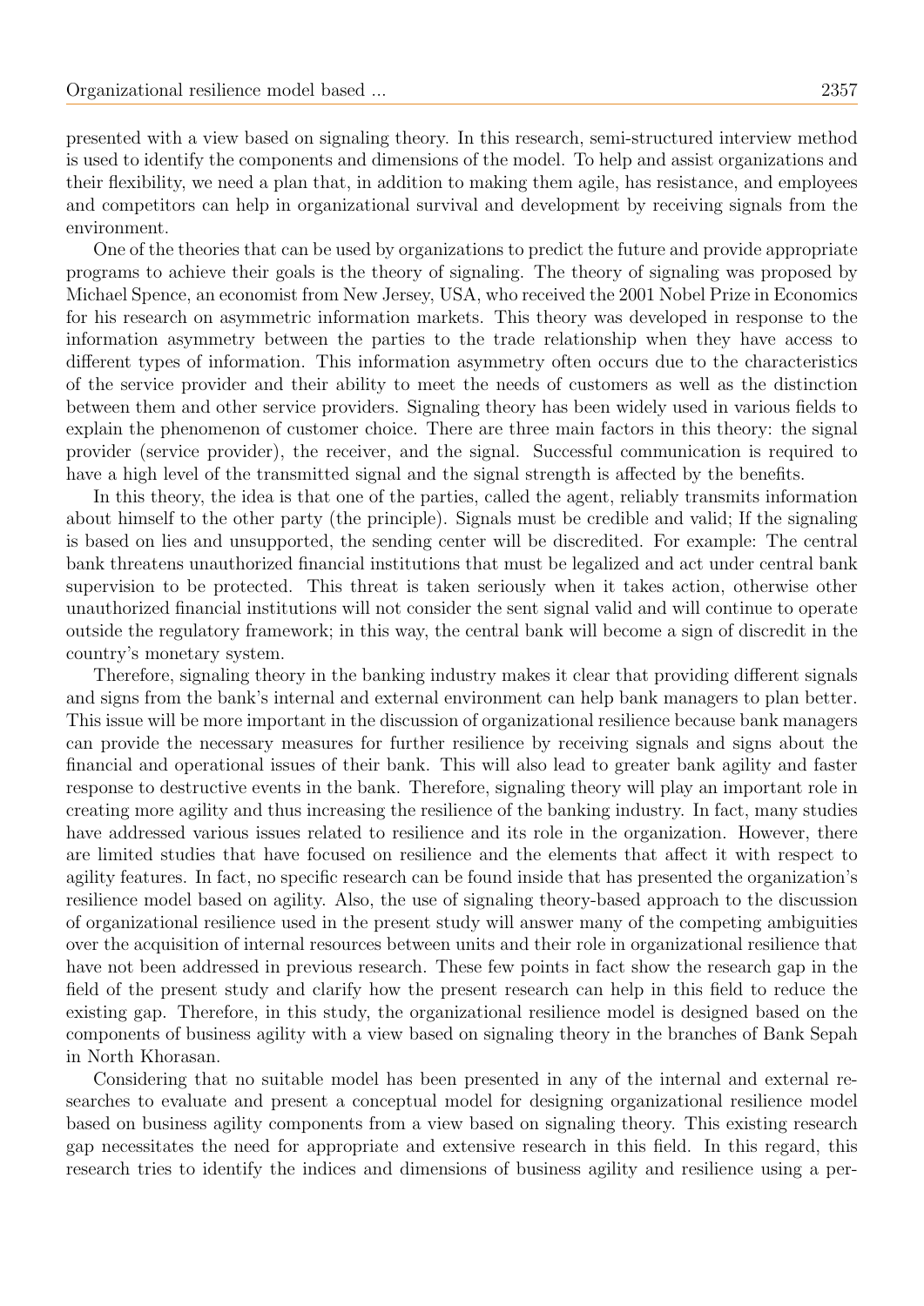presented with a view based on signaling theory. In this research, semi-structured interview method is used to identify the components and dimensions of the model. To help and assist organizations and their flexibility, we need a plan that, in addition to making them agile, has resistance, and employees and competitors can help in organizational survival and development by receiving signals from the environment.

One of the theories that can be used by organizations to predict the future and provide appropriate programs to achieve their goals is the theory of signaling. The theory of signaling was proposed by Michael Spence, an economist from New Jersey, USA, who received the 2001 Nobel Prize in Economics for his research on asymmetric information markets. This theory was developed in response to the information asymmetry between the parties to the trade relationship when they have access to different types of information. This information asymmetry often occurs due to the characteristics of the service provider and their ability to meet the needs of customers as well as the distinction between them and other service providers. Signaling theory has been widely used in various fields to explain the phenomenon of customer choice. There are three main factors in this theory: the signal provider (service provider), the receiver, and the signal. Successful communication is required to have a high level of the transmitted signal and the signal strength is affected by the benefits.

In this theory, the idea is that one of the parties, called the agent, reliably transmits information about himself to the other party (the principle). Signals must be credible and valid; If the signaling is based on lies and unsupported, the sending center will be discredited. For example: The central bank threatens unauthorized financial institutions that must be legalized and act under central bank supervision to be protected. This threat is taken seriously when it takes action, otherwise other unauthorized financial institutions will not consider the sent signal valid and will continue to operate outside the regulatory framework; in this way, the central bank will become a sign of discredit in the country's monetary system.

Therefore, signaling theory in the banking industry makes it clear that providing different signals and signs from the bank's internal and external environment can help bank managers to plan better. This issue will be more important in the discussion of organizational resilience because bank managers can provide the necessary measures for further resilience by receiving signals and signs about the financial and operational issues of their bank. This will also lead to greater bank agility and faster response to destructive events in the bank. Therefore, signaling theory will play an important role in creating more agility and thus increasing the resilience of the banking industry. In fact, many studies have addressed various issues related to resilience and its role in the organization. However, there are limited studies that have focused on resilience and the elements that affect it with respect to agility features. In fact, no specific research can be found inside that has presented the organization's resilience model based on agility. Also, the use of signaling theory-based approach to the discussion of organizational resilience used in the present study will answer many of the competing ambiguities over the acquisition of internal resources between units and their role in organizational resilience that have not been addressed in previous research. These few points in fact show the research gap in the field of the present study and clarify how the present research can help in this field to reduce the existing gap. Therefore, in this study, the organizational resilience model is designed based on the components of business agility with a view based on signaling theory in the branches of Bank Sepah in North Khorasan.

Considering that no suitable model has been presented in any of the internal and external researches to evaluate and present a conceptual model for designing organizational resilience model based on business agility components from a view based on signaling theory. This existing research gap necessitates the need for appropriate and extensive research in this field. In this regard, this research tries to identify the indices and dimensions of business agility and resilience using a per-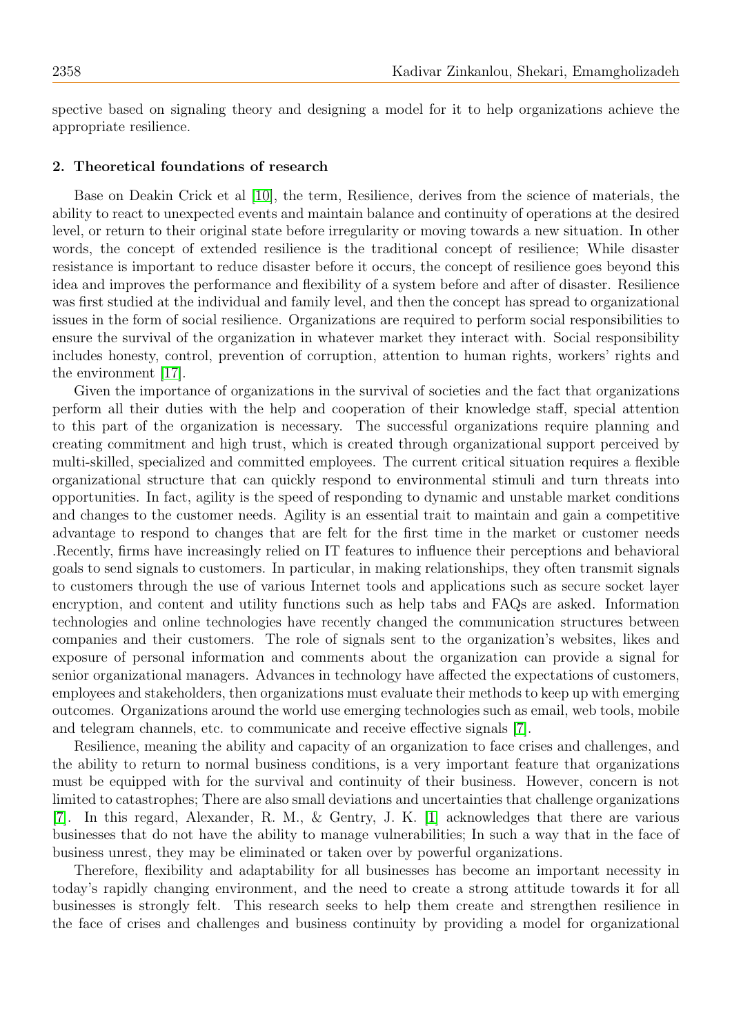spective based on signaling theory and designing a model for it to help organizations achieve the appropriate resilience.

## 2. Theoretical foundations of research

Base on Deakin Crick et al [10], the term, Resilience, derives from the science of materials, the ability to react to unexpected events and maintain balance and continuity of operations at the desired level, or return to their original state before irregularity or moving towards a new situation. In other words, the concept of extended resilience is the traditional concept of resilience; While disaster resistance is important to reduce disaster before it occurs, the concept of resilience goes beyond this idea and improves the performance and flexibility of a system before and after of disaster. Resilience was first studied at the individual and family level, and then the concept has spread to organizational issues in the form of social resilience. Organizations are required to perform social responsibilities to ensure the survival of the organization in whatever market they interact with. Social responsibility includes honesty, control, prevention of corruption, attention to human rights, workers' rights and the environment [17].

Given the importance of organizations in the survival of societies and the fact that organizations perform all their duties with the help and cooperation of their knowledge staff, special attention to this part of the organization is necessary. The successful organizations require planning and creating commitment and high trust, which is created through organizational support perceived by multi-skilled, specialized and committed employees. The current critical situation requires a flexible organizational structure that can quickly respond to environmental stimuli and turn threats into opportunities. In fact, agility is the speed of responding to dynamic and unstable market conditions and changes to the customer needs. Agility is an essential trait to maintain and gain a competitive advantage to respond to changes that are felt for the first time in the market or customer needs .Recently, firms have increasingly relied on IT features to influence their perceptions and behavioral goals to send signals to customers. In particular, in making relationships, they often transmit signals to customers through the use of various Internet tools and applications such as secure socket layer encryption, and content and utility functions such as help tabs and FAQs are asked. Information technologies and online technologies have recently changed the communication structures between companies and their customers. The role of signals sent to the organization's websites, likes and exposure of personal information and comments about the organization can provide a signal for senior organizational managers. Advances in technology have affected the expectations of customers, employees and stakeholders, then organizations must evaluate their methods to keep up with emerging outcomes. Organizations around the world use emerging technologies such as email, web tools, mobile and telegram channels, etc. to communicate and receive effective signals [7].

Resilience, meaning the ability and capacity of an organization to face crises and challenges, and the ability to return to normal business conditions, is a very important feature that organizations must be equipped with for the survival and continuity of their business. However, concern is not limited to catastrophes; There are also small deviations and uncertainties that challenge organizations [7]. In this regard, Alexander, R. M., & Gentry, J. K. [1] acknowledges that there are various businesses that do not have the ability to manage vulnerabilities; In such a way that in the face of business unrest, they may be eliminated or taken over by powerful organizations.

Therefore, flexibility and adaptability for all businesses has become an important necessity in today's rapidly changing environment, and the need to create a strong attitude towards it for all businesses is strongly felt. This research seeks to help them create and strengthen resilience in the face of crises and challenges and business continuity by providing a model for organizational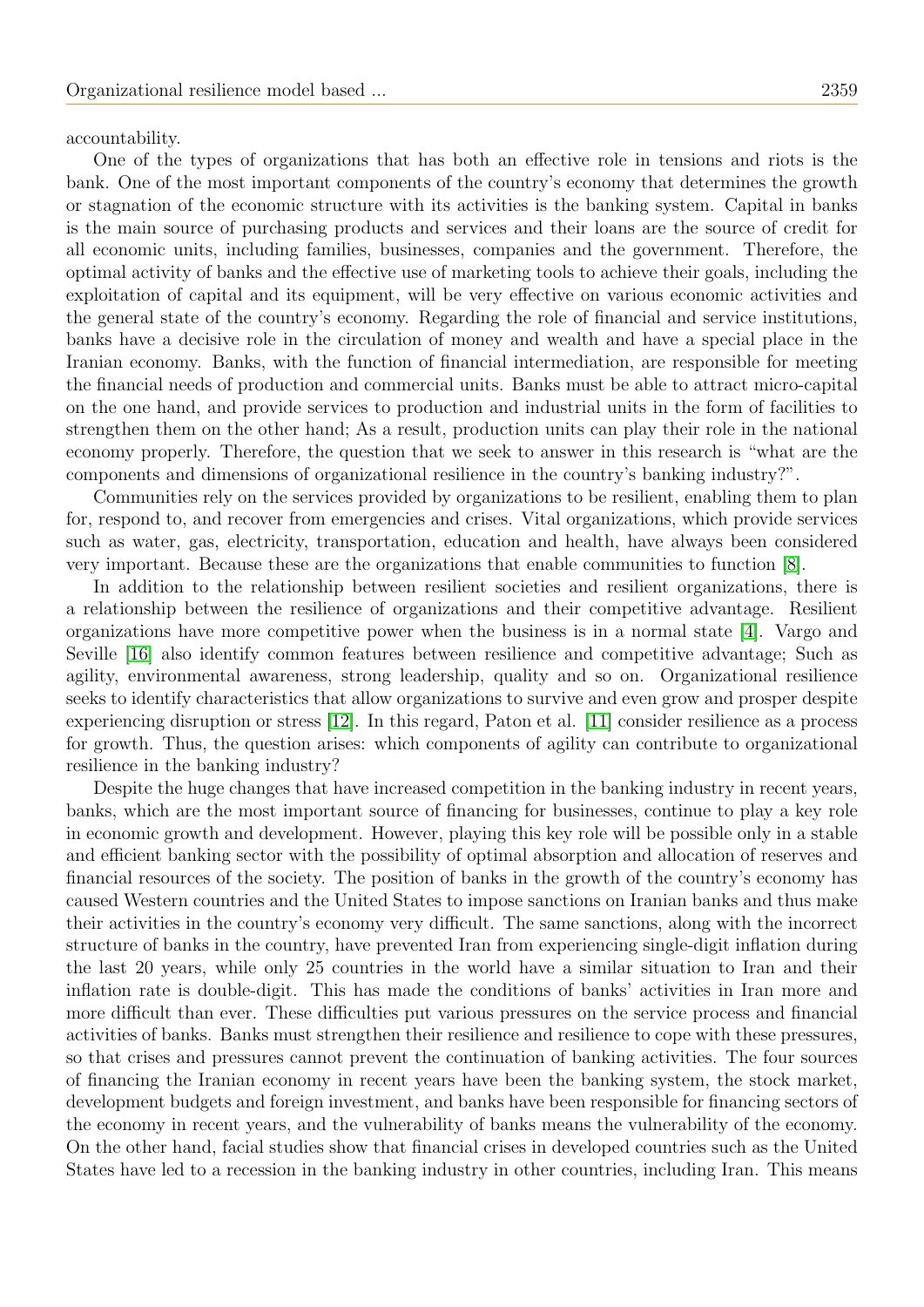accountability.

One of the types of organizations that has both an effective role in tensions and riots is the bank. One of the most important components of the country's economy that determines the growth or stagnation of the economic structure with its activities is the banking system. Capital in banks is the main source of purchasing products and services and their loans are the source of credit for all economic units, including families, businesses, companies and the government. Therefore, the optimal activity of banks and the effective use of marketing tools to achieve their goals, including the exploitation of capital and its equipment, will be very effective on various economic activities and the general state of the country's economy. Regarding the role of financial and service institutions, banks have a decisive role in the circulation of money and wealth and have a special place in the Iranian economy. Banks, with the function of financial intermediation, are responsible for meeting the financial needs of production and commercial units. Banks must be able to attract micro-capital on the one hand, and provide services to production and industrial units in the form of facilities to strengthen them on the other hand; As a result, production units can play their role in the national economy properly. Therefore, the question that we seek to answer in this research is "what are the components and dimensions of organizational resilience in the country's banking industry?".

Communities rely on the services provided by organizations to be resilient, enabling them to plan for, respond to, and recover from emergencies and crises. Vital organizations, which provide services such as water, gas, electricity, transportation, education and health, have always been considered very important. Because these are the organizations that enable communities to function [8].

In addition to the relationship between resilient societies and resilient organizations, there is a relationship between the resilience of organizations and their competitive advantage. Resilient organizations have more competitive power when the business is in a normal state [4]. Vargo and Seville [16] also identify common features between resilience and competitive advantage; Such as agility, environmental awareness, strong leadership, quality and so on. Organizational resilience seeks to identify characteristics that allow organizations to survive and even grow and prosper despite experiencing disruption or stress [12]. In this regard, Paton et al. [11] consider resilience as a process for growth. Thus, the question arises: which components of agility can contribute to organizational resilience in the banking industry?

Despite the huge changes that have increased competition in the banking industry in recent years, banks, which are the most important source of financing for businesses, continue to play a key role in economic growth and development. However, playing this key role will be possible only in a stable and efficient banking sector with the possibility of optimal absorption and allocation of reserves and financial resources of the society. The position of banks in the growth of the country's economy has caused Western countries and the United States to impose sanctions on Iranian banks and thus make their activities in the country's economy very difficult. The same sanctions, along with the incorrect structure of banks in the country, have prevented Iran from experiencing single-digit inflation during the last 20 years, while only 25 countries in the world have a similar situation to Iran and their inflation rate is double-digit. This has made the conditions of banks' activities in Iran more and more difficult than ever. These difficulties put various pressures on the service process and financial activities of banks. Banks must strengthen their resilience and resilience to cope with these pressures, so that crises and pressures cannot prevent the continuation of banking activities. The four sources of financing the Iranian economy in recent years have been the banking system, the stock market, development budgets and foreign investment, and banks have been responsible for financing sectors of the economy in recent years, and the vulnerability of banks means the vulnerability of the economy. On the other hand, facial studies show that financial crises in developed countries such as the United States have led to a recession in the banking industry in other countries, including Iran. This means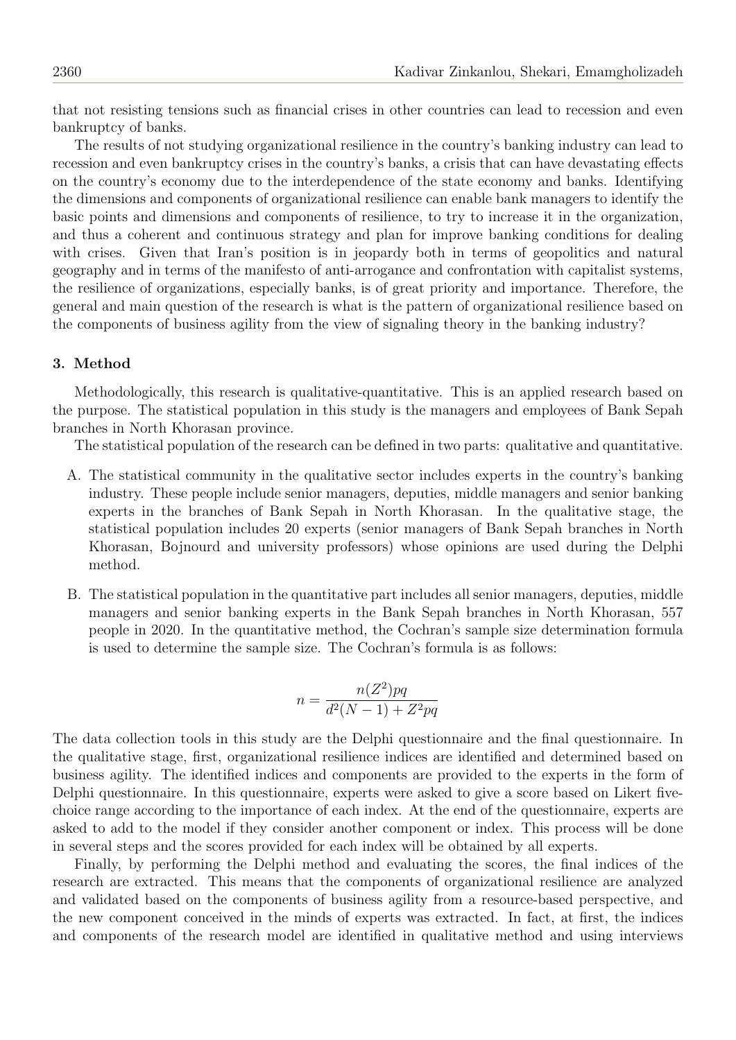that not resisting tensions such as financial crises in other countries can lead to recession and even bankruptcy of banks.

The results of not studying organizational resilience in the country's banking industry can lead to recession and even bankruptcy crises in the country's banks, a crisis that can have devastating effects on the country's economy due to the interdependence of the state economy and banks. Identifying the dimensions and components of organizational resilience can enable bank managers to identify the basic points and dimensions and components of resilience, to try to increase it in the organization, and thus a coherent and continuous strategy and plan for improve banking conditions for dealing with crises. Given that Iran's position is in jeopardy both in terms of geopolitics and natural geography and in terms of the manifesto of anti-arrogance and confrontation with capitalist systems, the resilience of organizations, especially banks, is of great priority and importance. Therefore, the general and main question of the research is what is the pattern of organizational resilience based on the components of business agility from the view of signaling theory in the banking industry?

## 3. Method

Methodologically, this research is qualitative-quantitative. This is an applied research based on the purpose. The statistical population in this study is the managers and employees of Bank Sepah branches in North Khorasan province.

The statistical population of the research can be defined in two parts: qualitative and quantitative.

A. The statistical community in the qualitative sector includes experts in the country's banking industry. These people include senior managers, deputies, middle managers and senior banking experts in the branches of Bank Sepah in North Khorasan. In the qualitative stage, the statistical population includes 20 experts (senior managers of Bank Sepah branches in North Khorasan, Bojnourd and university professors) whose opinions are used during the Delphi method.

B. The statistical population in the quantitative part includes all senior managers, deputies, middle managers and senior banking experts in the Bank Sepah branches in North Khorasan, 557 people in 2020. In the quantitative method, the Cochran's sample size determination formula is used to determine the sample size. The Cochran's formula is as follows:

$$n = \frac{n(Z^2)pq}{d^2(N-1) + Z^2pq}$$

The data collection tools in this study are the Delphi questionnaire and the final questionnaire. In the qualitative stage, first, organizational resilience indices are identified and determined based on business agility. The identified indices and components are provided to the experts in the form of Delphi questionnaire. In this questionnaire, experts were asked to give a score based on Likert five-choice range according to the importance of each index. At the end of the questionnaire, experts are asked to add to the model if they consider another component or index. This process will be done in several steps and the scores provided for each index will be obtained by all experts.

Finally, by performing the Delphi method and evaluating the scores, the final indices of the research are extracted. This means that the components of organizational resilience are analyzed and validated based on the components of business agility from a resource-based perspective, and the new component conceived in the minds of experts was extracted. In fact, at first, the indices and components of the research model are identified in qualitative method and using interviews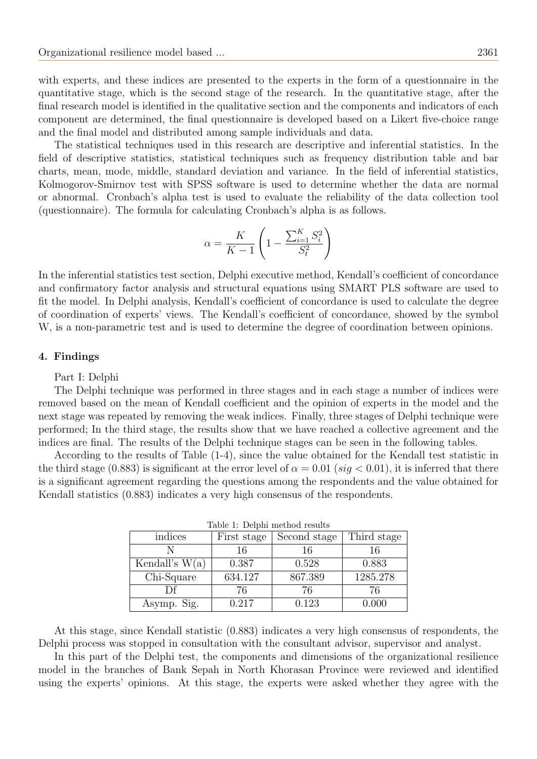with experts, and these indices are presented to the experts in the form of a questionnaire in the quantitative stage, which is the second stage of the research. In the quantitative stage, after the final research model is identified in the qualitative section and the components and indicators of each component are determined, the final questionnaire is developed based on a Likert five-choice range and the final model and distributed among sample individuals and data.

The statistical techniques used in this research are descriptive and inferential statistics. In the field of descriptive statistics, statistical techniques such as frequency distribution table and bar charts, mean, mode, middle, standard deviation and variance. In the field of inferential statistics, Kolmogorov-Smirnov test with SPSS software is used to determine whether the data are normal or abnormal. Cronbach's alpha test is used to evaluate the reliability of the data collection tool (questionnaire). The formula for calculating Cronbach's alpha is as follows.

$$\alpha = \frac{K}{K-1}\left(1 - \frac{\sum_{i=1}^{K} S_i^2}{S_t^2}\right)$$

In the inferential statistics test section, Delphi executive method, Kendall's coefficient of concordance and confirmatory factor analysis and structural equations using SMART PLS software are used to fit the model. In Delphi analysis, Kendall's coefficient of concordance is used to calculate the degree of coordination of experts' views. The Kendall's coefficient of concordance, showed by the symbol W, is a non-parametric test and is used to determine the degree of coordination between opinions.

## 4. Findings

Part I: Delphi

The Delphi technique was performed in three stages and in each stage a number of indices were removed based on the mean of Kendall coefficient and the opinion of experts in the model and the next stage was repeated by removing the weak indices. Finally, three stages of Delphi technique were performed; In the third stage, the results show that we have reached a collective agreement and the indices are final. The results of the Delphi technique stages can be seen in the following tables.

According to the results of Table (1-4), since the value obtained for the Kendall test statistic in the third stage (0.883) is significant at the error level of $\alpha = 0.01$ ($sig < 0.01$), it is inferred that there is a significant agreement regarding the questions among the respondents and the value obtained for Kendall statistics (0.883) indicates a very high consensus of the respondents.

Table 1: Delphi method results

| indices | First stage | Second stage | Third stage |
| --- | --- | --- | --- |
| N | 16 | 16 | 16 |
| Kendall's W(a) | 0.387 | 0.528 | 0.883 |
| Chi-Square | 634.127 | 867.389 | 1285.278 |
| Df | 76 | 76 | 76 |
| Asymp. Sig. | 0.217 | 0.123 | 0.000 |

At this stage, since Kendall statistic (0.883) indicates a very high consensus of respondents, the Delphi process was stopped in consultation with the consultant advisor, supervisor and analyst.

In this part of the Delphi test, the components and dimensions of the organizational resilience model in the branches of Bank Sepah in North Khorasan Province were reviewed and identified using the experts' opinions. At this stage, the experts were asked whether they agree with the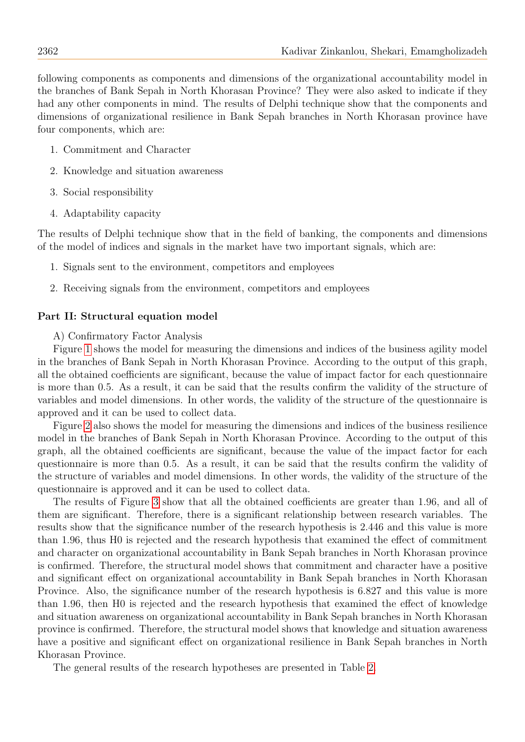following components as components and dimensions of the organizational accountability model in the branches of Bank Sepah in North Khorasan Province? They were also asked to indicate if they had any other components in mind. The results of Delphi technique show that the components and dimensions of organizational resilience in Bank Sepah branches in North Khorasan province have four components, which are:

1. Commitment and Character
2. Knowledge and situation awareness
3. Social responsibility
4. Adaptability capacity

The results of Delphi technique show that in the field of banking, the components and dimensions of the model of indices and signals in the market have two important signals, which are:

1. Signals sent to the environment, competitors and employees
2. Receiving signals from the environment, competitors and employees

**Part II: Structural equation model**

A) Confirmatory Factor Analysis

Figure 1 shows the model for measuring the dimensions and indices of the business agility model in the branches of Bank Sepah in North Khorasan Province. According to the output of this graph, all the obtained coefficients are significant, because the value of impact factor for each questionnaire is more than 0.5. As a result, it can be said that the results confirm the validity of the structure of variables and model dimensions. In other words, the validity of the structure of the questionnaire is approved and it can be used to collect data.

Figure 2 also shows the model for measuring the dimensions and indices of the business resilience model in the branches of Bank Sepah in North Khorasan Province. According to the output of this graph, all the obtained coefficients are significant, because the value of the impact factor for each questionnaire is more than 0.5. As a result, it can be said that the results confirm the validity of the structure of variables and model dimensions. In other words, the validity of the structure of the questionnaire is approved and it can be used to collect data.

The results of Figure 3 show that all the obtained coefficients are greater than 1.96, and all of them are significant. Therefore, there is a significant relationship between research variables. The results show that the significance number of the research hypothesis is 2.446 and this value is more than 1.96, thus H0 is rejected and the research hypothesis that examined the effect of commitment and character on organizational accountability in Bank Sepah branches in North Khorasan province is confirmed. Therefore, the structural model shows that commitment and character have a positive and significant effect on organizational accountability in Bank Sepah branches in North Khorasan Province. Also, the significance number of the research hypothesis is 6.827 and this value is more than 1.96, then H0 is rejected and the research hypothesis that examined the effect of knowledge and situation awareness on organizational accountability in Bank Sepah branches in North Khorasan province is confirmed. Therefore, the structural model shows that knowledge and situation awareness have a positive and significant effect on organizational resilience in Bank Sepah branches in North Khorasan Province.

The general results of the research hypotheses are presented in Table 2.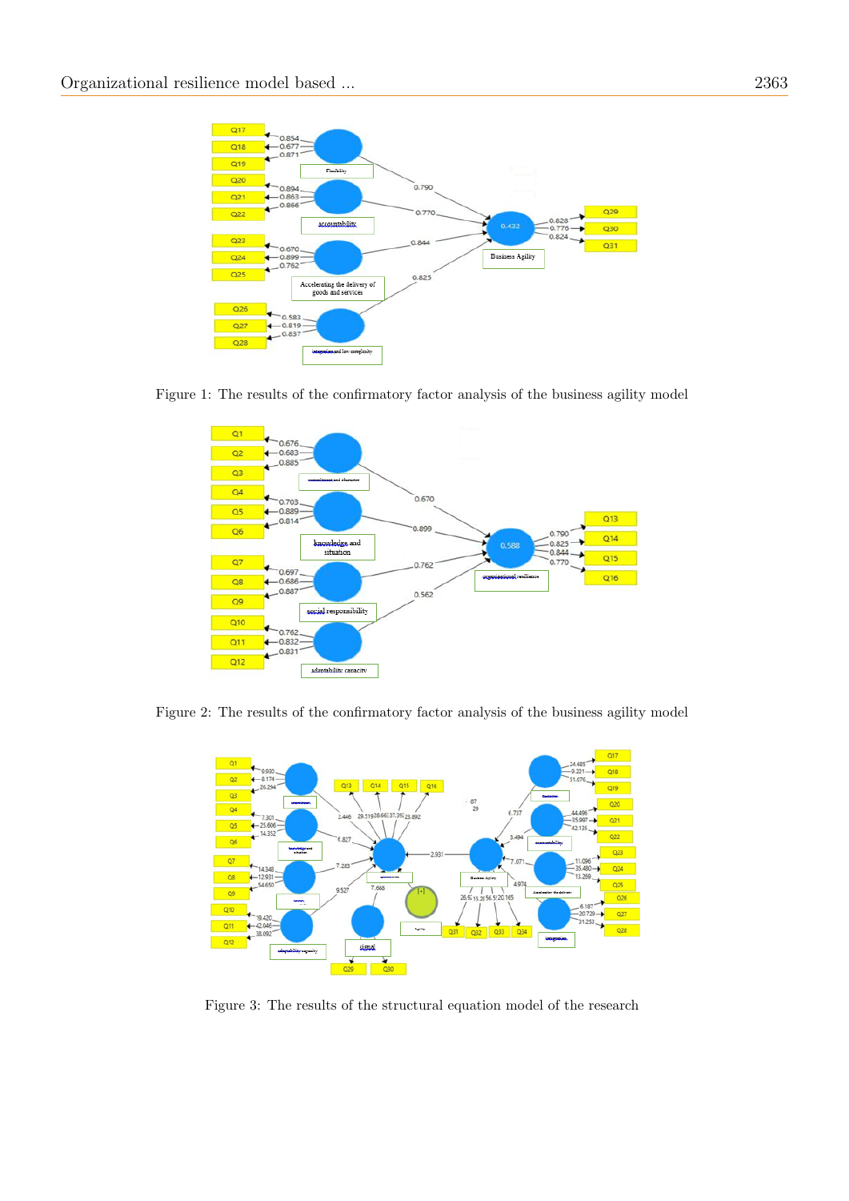Figure 1: The results of the confirmatory factor analysis of the business agility model

Figure 2: The results of the confirmatory factor analysis of the business agility model

Figure 3: The results of the structural equation model of the research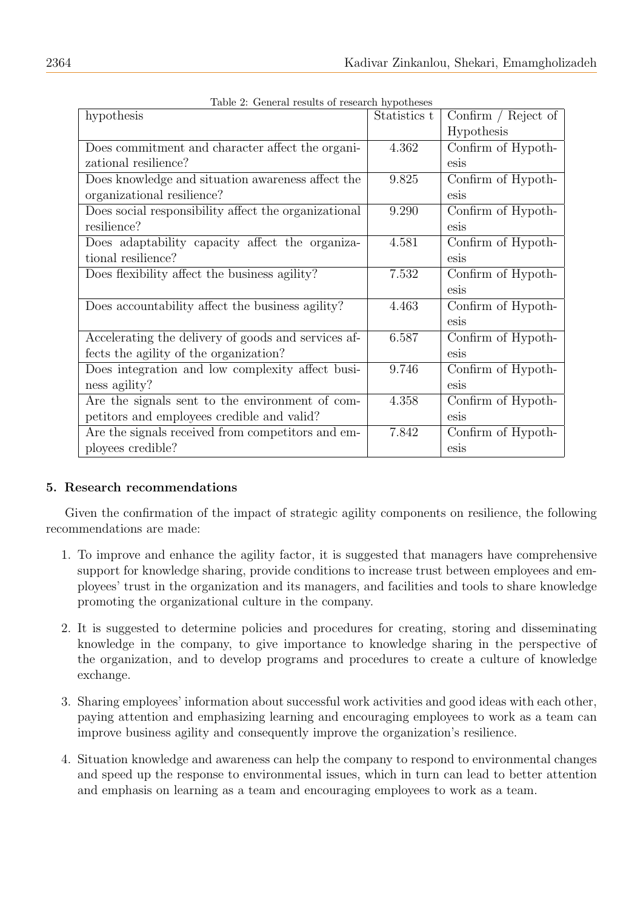Table 2: General results of research hypotheses

| hypothesis | Statistics t | Confirm / Reject of Hypothesis |
|---|---|---|
| Does commitment and character affect the organizational resilience? | 4.362 | Confirm of Hypothesis |
| Does knowledge and situation awareness affect the organizational resilience? | 9.825 | Confirm of Hypothesis |
| Does social responsibility affect the organizational resilience? | 9.290 | Confirm of Hypothesis |
| Does adaptability capacity affect the organizational resilience? | 4.581 | Confirm of Hypothesis |
| Does flexibility affect the business agility? | 7.532 | Confirm of Hypothesis |
| Does accountability affect the business agility? | 4.463 | Confirm of Hypothesis |
| Accelerating the delivery of goods and services affects the agility of the organization? | 6.587 | Confirm of Hypothesis |
| Does integration and low complexity affect business agility? | 9.746 | Confirm of Hypothesis |
| Are the signals sent to the environment of competitors and employees credible and valid? | 4.358 | Confirm of Hypothesis |
| Are the signals received from competitors and employees credible? | 7.842 | Confirm of Hypothesis |

## 5. Research recommendations

Given the confirmation of the impact of strategic agility components on resilience, the following recommendations are made:

1. To improve and enhance the agility factor, it is suggested that managers have comprehensive support for knowledge sharing, provide conditions to increase trust between employees and employees' trust in the organization and its managers, and facilities and tools to share knowledge promoting the organizational culture in the company.

2. It is suggested to determine policies and procedures for creating, storing and disseminating knowledge in the company, to give importance to knowledge sharing in the perspective of the organization, and to develop programs and procedures to create a culture of knowledge exchange.

3. Sharing employees' information about successful work activities and good ideas with each other, paying attention and emphasizing learning and encouraging employees to work as a team can improve business agility and consequently improve the organization's resilience.

4. Situation knowledge and awareness can help the company to respond to environmental changes and speed up the response to environmental issues, which in turn can lead to better attention and emphasis on learning as a team and encouraging employees to work as a team.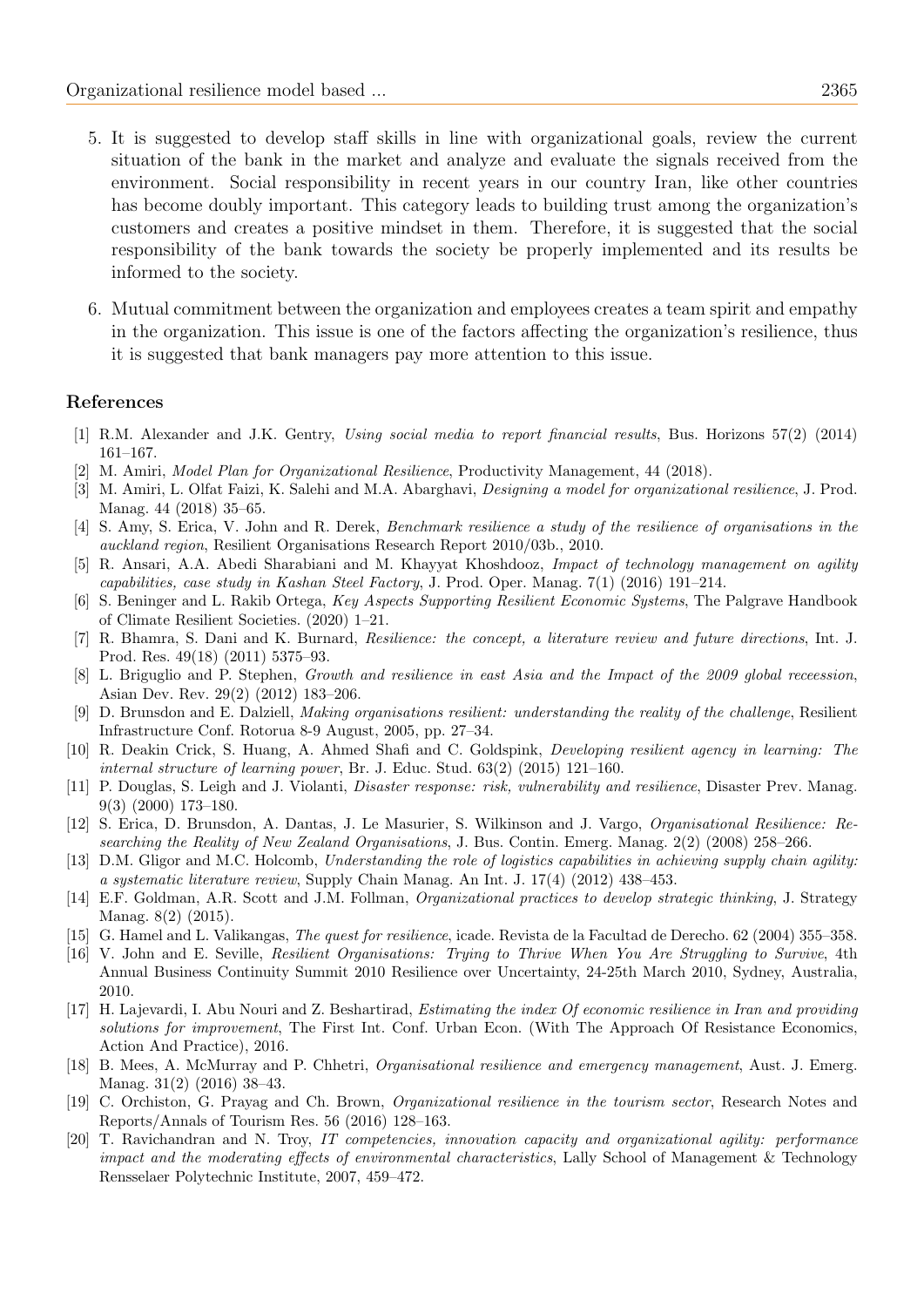5. It is suggested to develop staff skills in line with organizational goals, review the current situation of the bank in the market and analyze and evaluate the signals received from the environment. Social responsibility in recent years in our country Iran, like other countries has become doubly important. This category leads to building trust among the organization's customers and creates a positive mindset in them. Therefore, it is suggested that the social responsibility of the bank towards the society be properly implemented and its results be informed to the society.

6. Mutual commitment between the organization and employees creates a team spirit and empathy in the organization. This issue is one of the factors affecting the organization's resilience, thus it is suggested that bank managers pay more attention to this issue.

## References

[1] R.M. Alexander and J.K. Gentry, *Using social media to report financial results*, Bus. Horizons 57(2) (2014) 161–167.

[2] M. Amiri, *Model Plan for Organizational Resilience*, Productivity Management, 44 (2018).

[3] M. Amiri, L. Olfat Faizi, K. Salehi and M.A. Abarghavi, *Designing a model for organizational resilience*, J. Prod. Manag. 44 (2018) 35–65.

[4] S. Amy, S. Erica, V. John and R. Derek, *Benchmark resilience a study of the resilience of organisations in the auckland region*, Resilient Organisations Research Report 2010/03b., 2010.

[5] R. Ansari, A.A. Abedi Sharabiani and M. Khayyat Khoshdooz, *Impact of technology management on agility capabilities, case study in Kashan Steel Factory*, J. Prod. Oper. Manag. 7(1) (2016) 191–214.

[6] S. Beninger and L. Rakib Ortega, *Key Aspects Supporting Resilient Economic Systems*, The Palgrave Handbook of Climate Resilient Societies. (2020) 1–21.

[7] R. Bhamra, S. Dani and K. Burnard, *Resilience: the concept, a literature review and future directions*, Int. J. Prod. Res. 49(18) (2011) 5375–93.

[8] L. Briguglio and P. Stephen, *Growth and resilience in east Asia and the Impact of the 2009 global receession*, Asian Dev. Rev. 29(2) (2012) 183–206.

[9] D. Brunsdon and E. Dalziell, *Making organisations resilient: understanding the reality of the challenge*, Resilient Infrastructure Conf. Rotorua 8-9 August, 2005, pp. 27–34.

[10] R. Deakin Crick, S. Huang, A. Ahmed Shafi and C. Goldspink, *Developing resilient agency in learning: The internal structure of learning power*, Br. J. Educ. Stud. 63(2) (2015) 121–160.

[11] P. Douglas, S. Leigh and J. Violanti, *Disaster response: risk, vulnerability and resilience*, Disaster Prev. Manag. 9(3) (2000) 173–180.

[12] S. Erica, D. Brunsdon, A. Dantas, J. Le Masurier, S. Wilkinson and J. Vargo, *Organisational Resilience: Researching the Reality of New Zealand Organisations*, J. Bus. Contin. Emerg. Manag. 2(2) (2008) 258–266.

[13] D.M. Gligor and M.C. Holcomb, *Understanding the role of logistics capabilities in achieving supply chain agility: a systematic literature review*, Supply Chain Manag. An Int. J. 17(4) (2012) 438–453.

[14] E.F. Goldman, A.R. Scott and J.M. Follman, *Organizational practices to develop strategic thinking*, J. Strategy Manag. 8(2) (2015).

[15] G. Hamel and L. Valikangas, *The quest for resilience*, icade. Revista de la Facultad de Derecho. 62 (2004) 355–358.

[16] V. John and E. Seville, *Resilient Organisations: Trying to Thrive When You Are Struggling to Survive*, 4th Annual Business Continuity Summit 2010 Resilience over Uncertainty, 24-25th March 2010, Sydney, Australia, 2010.

[17] H. Lajevardi, I. Abu Nouri and Z. Beshartirad, *Estimating the index Of economic resilience in Iran and providing solutions for improvement*, The First Int. Conf. Urban Econ. (With The Approach Of Resistance Economics, Action And Practice), 2016.

[18] B. Mees, A. McMurray and P. Chhetri, *Organisational resilience and emergency management*, Aust. J. Emerg. Manag. 31(2) (2016) 38–43.

[19] C. Orchiston, G. Prayag and Ch. Brown, *Organizational resilience in the tourism sector*, Research Notes and Reports/Annals of Tourism Res. 56 (2016) 128–163.

[20] T. Ravichandran and N. Troy, *IT competencies, innovation capacity and organizational agility: performance impact and the moderating effects of environmental characteristics*, Lally School of Management & Technology Rensselaer Polytechnic Institute, 2007, 459–472.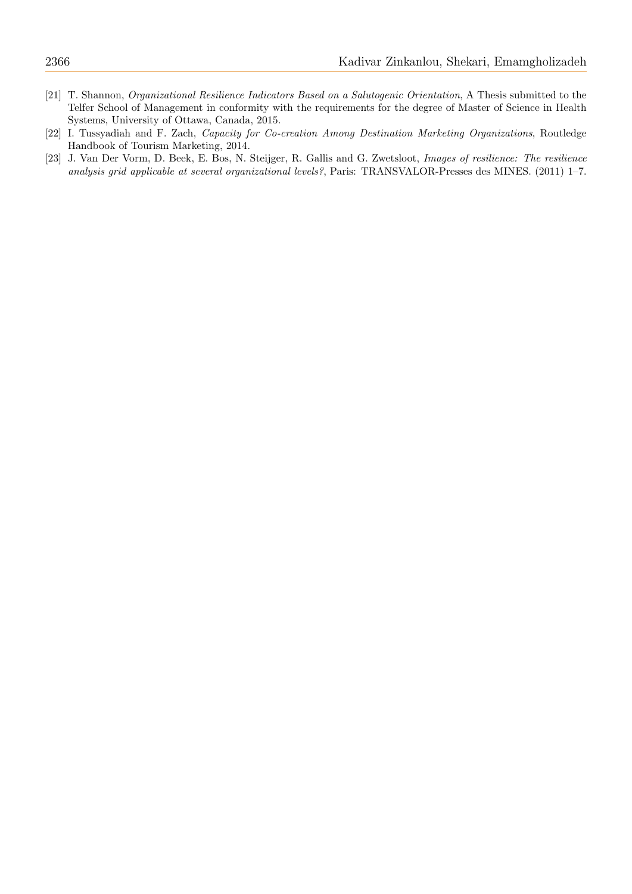[21] T. Shannon, *Organizational Resilience Indicators Based on a Salutogenic Orientation*, A Thesis submitted to the Telfer School of Management in conformity with the requirements for the degree of Master of Science in Health Systems, University of Ottawa, Canada, 2015.

[22] I. Tussyadiah and F. Zach, *Capacity for Co-creation Among Destination Marketing Organizations*, Routledge Handbook of Tourism Marketing, 2014.

[23] J. Van Der Vorm, D. Beek, E. Bos, N. Steijger, R. Gallis and G. Zwetsloot, *Images of resilience: The resilience analysis grid applicable at several organizational levels?*, Paris: TRANSVALOR-Presses des MINES. (2011) 1–7.